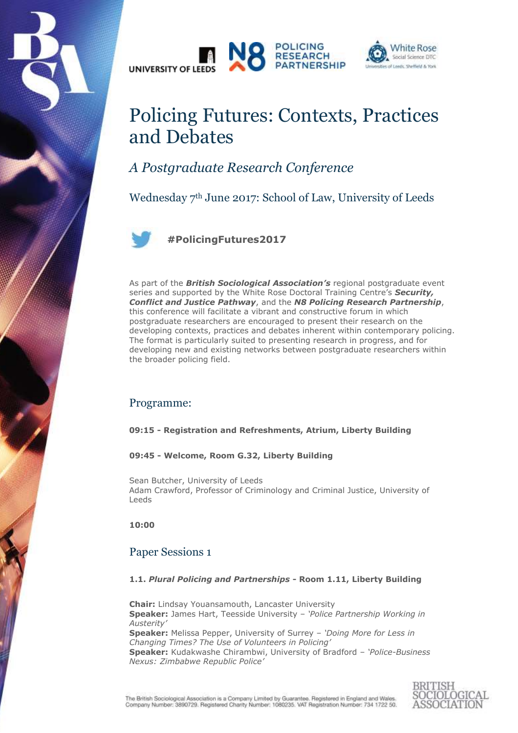UNIVERSITY OF LEEDS | N8 POLICING RESEARCH PARTNERSHIP | White Rose Social Science DTC Universities of Leeds, Sheffield & York

# Policing Futures: Contexts, Practices and Debates

## *A Postgraduate Research Conference*

Wednesday 7th June 2017: School of Law, University of Leeds

**#PolicingFutures2017**

As part of the ***British Sociological Association's*** regional postgraduate event series and supported by the White Rose Doctoral Training Centre's ***Security, Conflict and Justice Pathway***, and the ***N8 Policing Research Partnership***, this conference will facilitate a vibrant and constructive forum in which postgraduate researchers are encouraged to present their research on the developing contexts, practices and debates inherent within contemporary policing. The format is particularly suited to presenting research in progress, and for developing new and existing networks between postgraduate researchers within the broader policing field.

## Programme:

**09:15 - Registration and Refreshments, Atrium, Liberty Building**

**09:45 - Welcome, Room G.32, Liberty Building**

Sean Butcher, University of Leeds
Adam Crawford, Professor of Criminology and Criminal Justice, University of Leeds

**10:00**

## Paper Sessions 1

**1.1. *Plural Policing and Partnerships* - Room 1.11, Liberty Building**

**Chair:** Lindsay Youansamouth, Lancaster University
**Speaker:** James Hart, Teesside University – *'Police Partnership Working in Austerity'*
**Speaker:** Melissa Pepper, University of Surrey – *'Doing More for Less in Changing Times? The Use of Volunteers in Policing'*
**Speaker:** Kudakwashe Chirambwi, University of Bradford – *'Police-Business Nexus: Zimbabwe Republic Police'*

The British Sociological Association is a Company Limited by Guarantee. Registered in England and Wales. Company Number: 3890729. Registered Charity Number: 1080235. VAT Registration Number: 734 1722 50.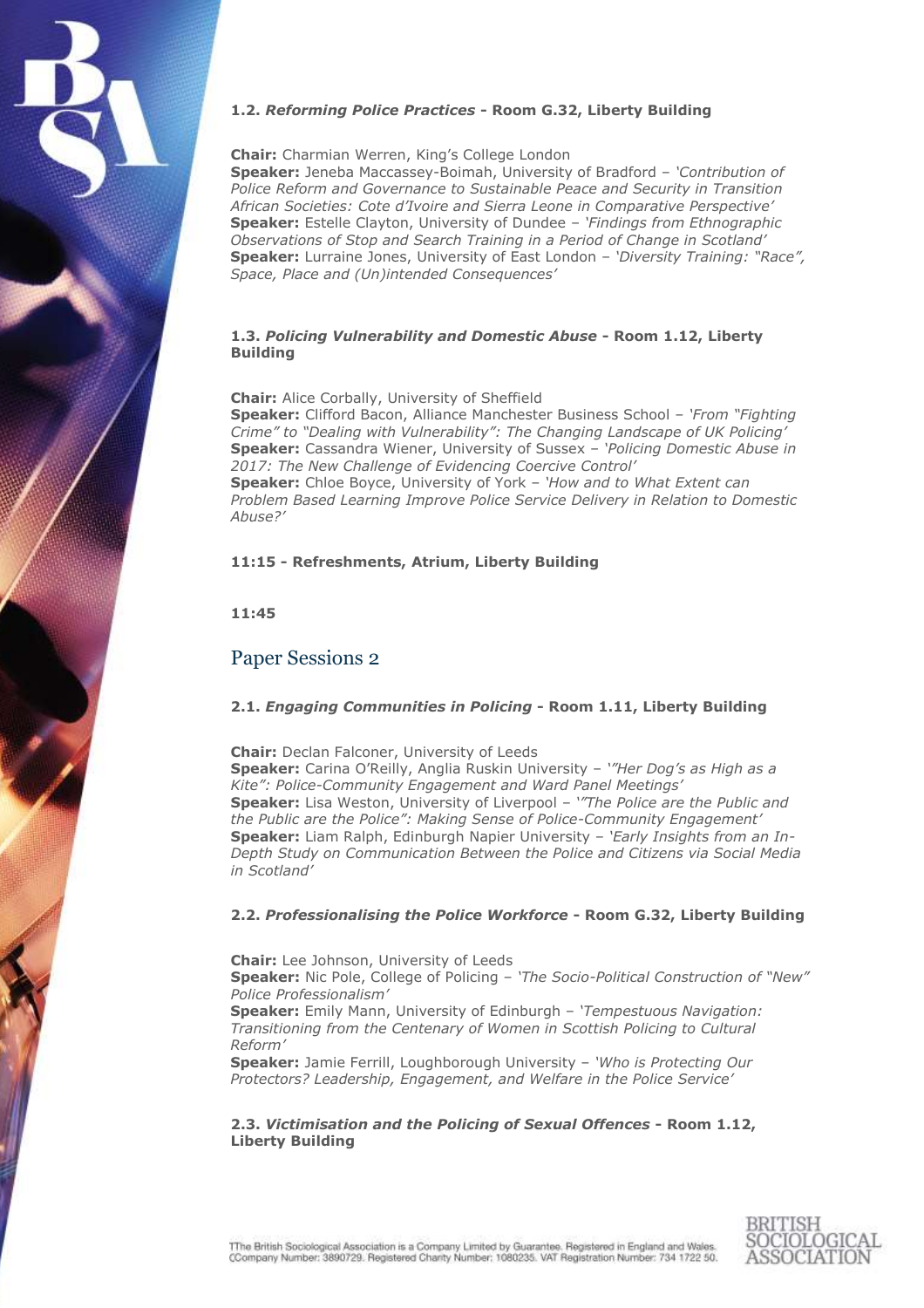**1.2. *Reforming Police Practices* - Room G.32, Liberty Building**

**Chair:** Charmian Werren, King's College London
**Speaker:** Jeneba Maccassey-Boimah, University of Bradford – *'Contribution of Police Reform and Governance to Sustainable Peace and Security in Transition African Societies: Cote d'Ivoire and Sierra Leone in Comparative Perspective'*
**Speaker:** Estelle Clayton, University of Dundee – *'Findings from Ethnographic Observations of Stop and Search Training in a Period of Change in Scotland'*
**Speaker:** Lurraine Jones, University of East London – *'Diversity Training: "Race", Space, Place and (Un)intended Consequences'*

**1.3. *Policing Vulnerability and Domestic Abuse* - Room 1.12, Liberty Building**

**Chair:** Alice Corbally, University of Sheffield
**Speaker:** Clifford Bacon, Alliance Manchester Business School – *'From "Fighting Crime" to "Dealing with Vulnerability": The Changing Landscape of UK Policing'*
**Speaker:** Cassandra Wiener, University of Sussex – *'Policing Domestic Abuse in 2017: The New Challenge of Evidencing Coercive Control'*
**Speaker:** Chloe Boyce, University of York – *'How and to What Extent can Problem Based Learning Improve Police Service Delivery in Relation to Domestic Abuse?'*

**11:15 - Refreshments, Atrium, Liberty Building**

**11:45**

## Paper Sessions 2

**2.1. *Engaging Communities in Policing* - Room 1.11, Liberty Building**

**Chair:** Declan Falconer, University of Leeds
**Speaker:** Carina O'Reilly, Anglia Ruskin University – *'"Her Dog's as High as a Kite": Police-Community Engagement and Ward Panel Meetings'*
**Speaker:** Lisa Weston, University of Liverpool – *'"The Police are the Public and the Public are the Police": Making Sense of Police-Community Engagement'*
**Speaker:** Liam Ralph, Edinburgh Napier University – *'Early Insights from an In-Depth Study on Communication Between the Police and Citizens via Social Media in Scotland'*

**2.2. *Professionalising the Police Workforce* - Room G.32, Liberty Building**

**Chair:** Lee Johnson, University of Leeds
**Speaker:** Nic Pole, College of Policing – *'The Socio-Political Construction of "New" Police Professionalism'*
**Speaker:** Emily Mann, University of Edinburgh – *'Tempestuous Navigation: Transitioning from the Centenary of Women in Scottish Policing to Cultural Reform'*
**Speaker:** Jamie Ferrill, Loughborough University – *'Who is Protecting Our Protectors? Leadership, Engagement, and Welfare in the Police Service'*

**2.3. *Victimisation and the Policing of Sexual Offences* - Room 1.12, Liberty Building**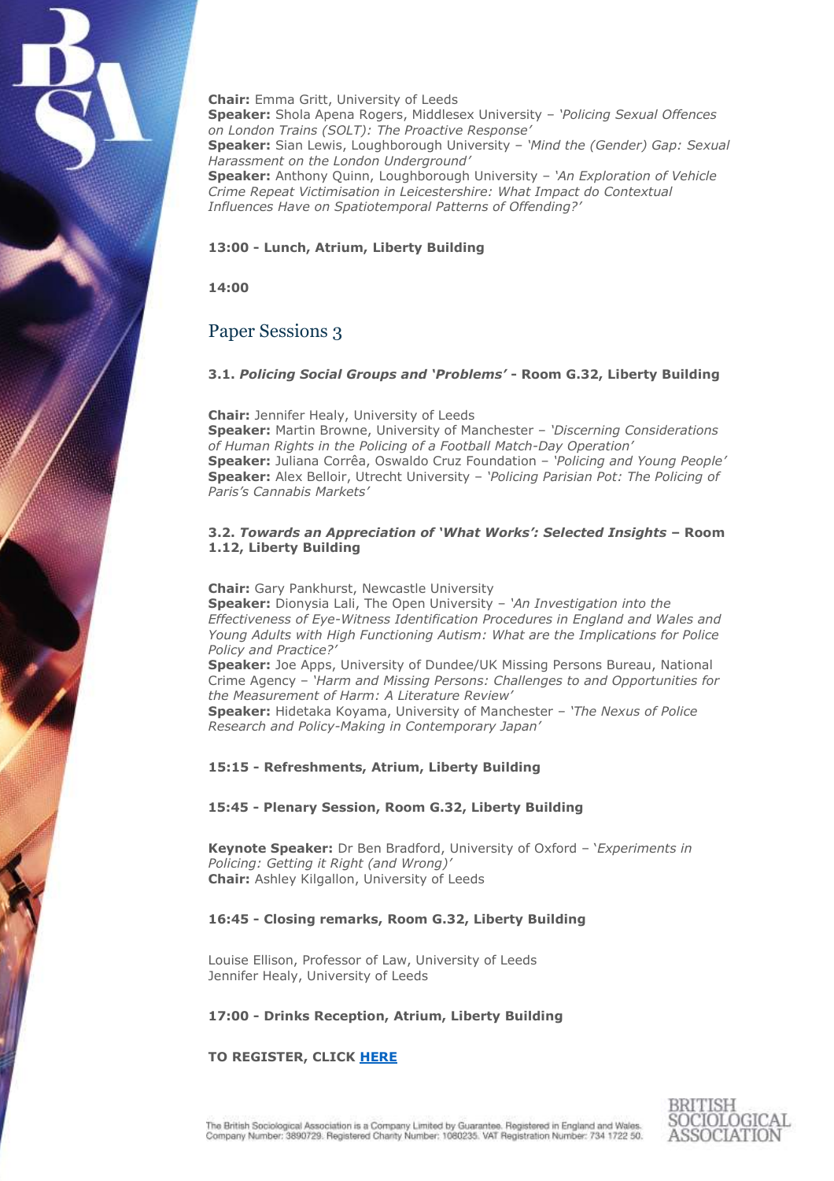**Chair:** Emma Gritt, University of Leeds
**Speaker:** Shola Apena Rogers, Middlesex University – *'Policing Sexual Offences on London Trains (SOLT): The Proactive Response'*
**Speaker:** Sian Lewis, Loughborough University – *'Mind the (Gender) Gap: Sexual Harassment on the London Underground'*
**Speaker:** Anthony Quinn, Loughborough University – *'An Exploration of Vehicle Crime Repeat Victimisation in Leicestershire: What Impact do Contextual Influences Have on Spatiotemporal Patterns of Offending?'*

**13:00 - Lunch, Atrium, Liberty Building**

**14:00**

## Paper Sessions 3

**3.1. *Policing Social Groups and 'Problems'* - Room G.32, Liberty Building**

**Chair:** Jennifer Healy, University of Leeds
**Speaker:** Martin Browne, University of Manchester – *'Discerning Considerations of Human Rights in the Policing of a Football Match-Day Operation'*
**Speaker:** Juliana Corrêa, Oswaldo Cruz Foundation – *'Policing and Young People'*
**Speaker:** Alex Belloir, Utrecht University – *'Policing Parisian Pot: The Policing of Paris's Cannabis Markets'*

**3.2. *Towards an Appreciation of 'What Works': Selected Insights* – Room 1.12, Liberty Building**

**Chair:** Gary Pankhurst, Newcastle University
**Speaker:** Dionysia Lali, The Open University – *'An Investigation into the Effectiveness of Eye-Witness Identification Procedures in England and Wales and Young Adults with High Functioning Autism: What are the Implications for Police Policy and Practice?'*
**Speaker:** Joe Apps, University of Dundee/UK Missing Persons Bureau, National Crime Agency – *'Harm and Missing Persons: Challenges to and Opportunities for the Measurement of Harm: A Literature Review'*
**Speaker:** Hidetaka Koyama, University of Manchester – *'The Nexus of Police Research and Policy-Making in Contemporary Japan'*

**15:15 - Refreshments, Atrium, Liberty Building**

**15:45 - Plenary Session, Room G.32, Liberty Building**

**Keynote Speaker:** Dr Ben Bradford, University of Oxford – '*Experiments in Policing: Getting it Right (and Wrong)'*
**Chair:** Ashley Kilgallon, University of Leeds

**16:45 - Closing remarks, Room G.32, Liberty Building**

Louise Ellison, Professor of Law, University of Leeds
Jennifer Healy, University of Leeds

**17:00 - Drinks Reception, Atrium, Liberty Building**

**TO REGISTER, CLICK HERE**

The British Sociological Association is a Company Limited by Guarantee. Registered in England and Wales. Company Number: 3890729. Registered Charity Number: 1080235. VAT Registration Number: 734 1722 50.